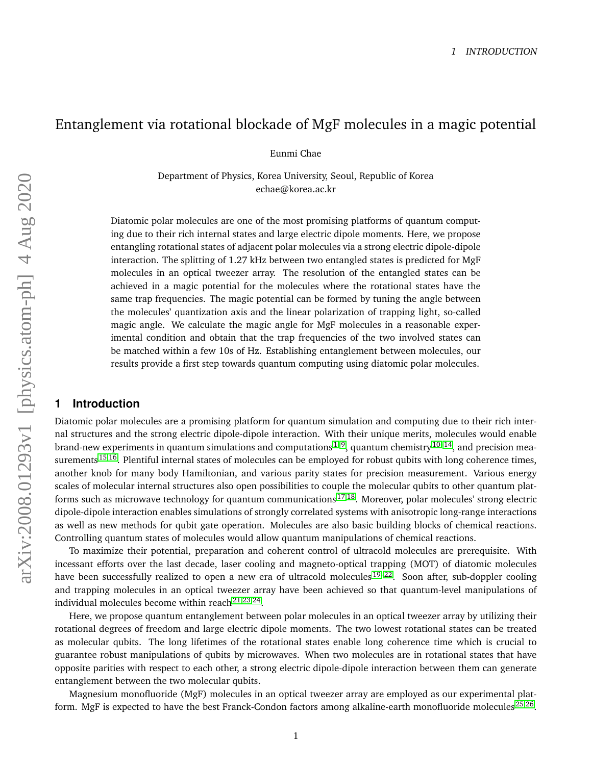# Entanglement via rotational blockade of MgF molecules in a magic potential

Eunmi Chae

Department of Physics, Korea University, Seoul, Republic of Korea
echae@korea.ac.kr

Diatomic polar molecules are one of the most promising platforms of quantum computing due to their rich internal states and large electric dipole moments. Here, we propose entangling rotational states of adjacent polar molecules via a strong electric dipole-dipole interaction. The splitting of 1.27 kHz between two entangled states is predicted for MgF molecules in an optical tweezer array. The resolution of the entangled states can be achieved in a magic potential for the molecules where the rotational states have the same trap frequencies. The magic potential can be formed by tuning the angle between the molecules' quantization axis and the linear polarization of trapping light, so-called magic angle. We calculate the magic angle for MgF molecules in a reasonable experimental condition and obtain that the trap frequencies of the two involved states can be matched within a few 10s of Hz. Establishing entanglement between molecules, our results provide a first step towards quantum computing using diatomic polar molecules.

## 1 Introduction

Diatomic polar molecules are a promising platform for quantum simulation and computing due to their rich internal structures and the strong electric dipole-dipole interaction. With their unique merits, molecules would enable brand-new experiments in quantum simulations and computations[1–9], quantum chemistry[10–14], and precision measurements[15,16]. Plentiful internal states of molecules can be employed for robust qubits with long coherence times, another knob for many body Hamiltonian, and various parity states for precision measurement. Various energy scales of molecular internal structures also open possibilities to couple the molecular qubits to other quantum platforms such as microwave technology for quantum communications[17,18]. Moreover, polar molecules' strong electric dipole-dipole interaction enables simulations of strongly correlated systems with anisotropic long-range interactions as well as new methods for qubit gate operation. Molecules are also basic building blocks of chemical reactions. Controlling quantum states of molecules would allow quantum manipulations of chemical reactions.

To maximize their potential, preparation and coherent control of ultracold molecules are prerequisite. With incessant efforts over the last decade, laser cooling and magneto-optical trapping (MOT) of diatomic molecules have been successfully realized to open a new era of ultracold molecules[19–22]. Soon after, sub-doppler cooling and trapping molecules in an optical tweezer array have been achieved so that quantum-level manipulations of individual molecules become within reach[21,23,24].

Here, we propose quantum entanglement between polar molecules in an optical tweezer array by utilizing their rotational degrees of freedom and large electric dipole moments. The two lowest rotational states can be treated as molecular qubits. The long lifetimes of the rotational states enable long coherence time which is crucial to guarantee robust manipulations of qubits by microwaves. When two molecules are in rotational states that have opposite parities with respect to each other, a strong electric dipole-dipole interaction between them can generate entanglement between the two molecular qubits.

Magnesium monofluoride (MgF) molecules in an optical tweezer array are employed as our experimental platform. MgF is expected to have the best Franck-Condon factors among alkaline-earth monofluoride molecules[25,26].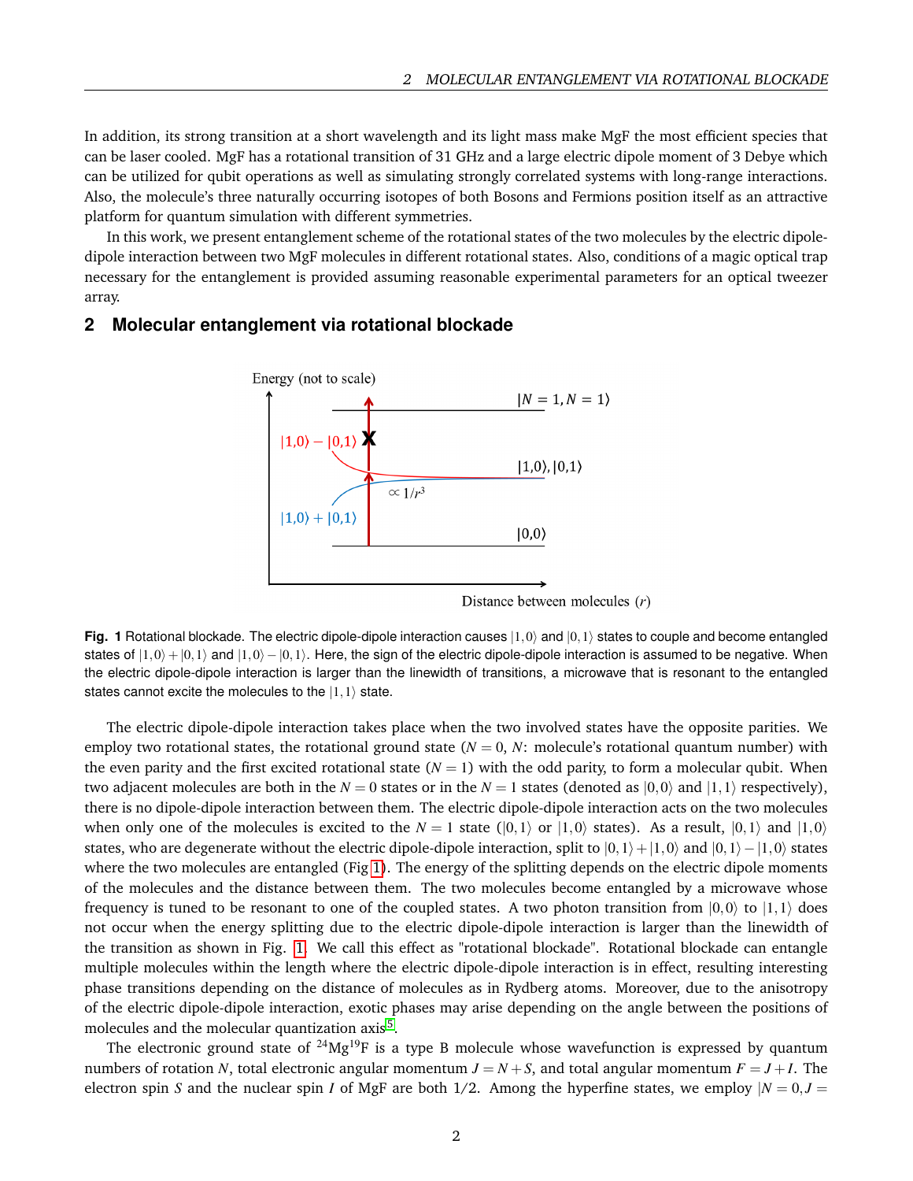In addition, its strong transition at a short wavelength and its light mass make MgF the most efficient species that can be laser cooled. MgF has a rotational transition of 31 GHz and a large electric dipole moment of 3 Debye which can be utilized for qubit operations as well as simulating strongly correlated systems with long-range interactions. Also, the molecule's three naturally occurring isotopes of both Bosons and Fermions position itself as an attractive platform for quantum simulation with different symmetries.

In this work, we present entanglement scheme of the rotational states of the two molecules by the electric dipole-dipole interaction between two MgF molecules in different rotational states. Also, conditions of a magic optical trap necessary for the entanglement is provided assuming reasonable experimental parameters for an optical tweezer array.

## 2 Molecular entanglement via rotational blockade

**Fig. 1** Rotational blockade. The electric dipole-dipole interaction causes $|1,0\rangle$ and $|0,1\rangle$ states to couple and become entangled states of $|1,0\rangle + |0,1\rangle$ and $|1,0\rangle - |0,1\rangle$. Here, the sign of the electric dipole-dipole interaction is assumed to be negative. When the electric dipole-dipole interaction is larger than the linewidth of transitions, a microwave that is resonant to the entangled states cannot excite the molecules to the $|1,1\rangle$ state.

The electric dipole-dipole interaction takes place when the two involved states have the opposite parities. We employ two rotational states, the rotational ground state ($N = 0$, $N$: molecule's rotational quantum number) with the even parity and the first excited rotational state ($N = 1$) with the odd parity, to form a molecular qubit. When two adjacent molecules are both in the $N = 0$ states or in the $N = 1$ states (denoted as $|0,0\rangle$ and $|1,1\rangle$ respectively), there is no dipole-dipole interaction between them. The electric dipole-dipole interaction acts on the two molecules when only one of the molecules is excited to the $N = 1$ state ($|0,1\rangle$ or $|1,0\rangle$ states). As a result, $|0,1\rangle$ and $|1,0\rangle$ states, who are degenerate without the electric dipole-dipole interaction, split to $|0,1\rangle + |1,0\rangle$ and $|0,1\rangle - |1,0\rangle$ states where the two molecules are entangled (Fig 1). The energy of the splitting depends on the electric dipole moments of the molecules and the distance between them. The two molecules become entangled by a microwave whose frequency is tuned to be resonant to one of the coupled states. A two photon transition from $|0,0\rangle$ to $|1,1\rangle$ does not occur when the energy splitting due to the electric dipole-dipole interaction is larger than the linewidth of the transition as shown in Fig. 1. We call this effect as "rotational blockade". Rotational blockade can entangle multiple molecules within the length where the electric dipole-dipole interaction is in effect, resulting interesting phase transitions depending on the distance of molecules as in Rydberg atoms. Moreover, due to the anisotropy of the electric dipole-dipole interaction, exotic phases may arise depending on the angle between the positions of molecules and the molecular quantization axis[5].

The electronic ground state of $^{24}$Mg$^{19}$F is a type B molecule whose wavefunction is expressed by quantum numbers of rotation $N$, total electronic angular momentum $J = N + S$, and total angular momentum $F = J + I$. The electron spin $S$ and the nuclear spin $I$ of MgF are both 1/2. Among the hyperfine states, we employ $|N = 0, J =$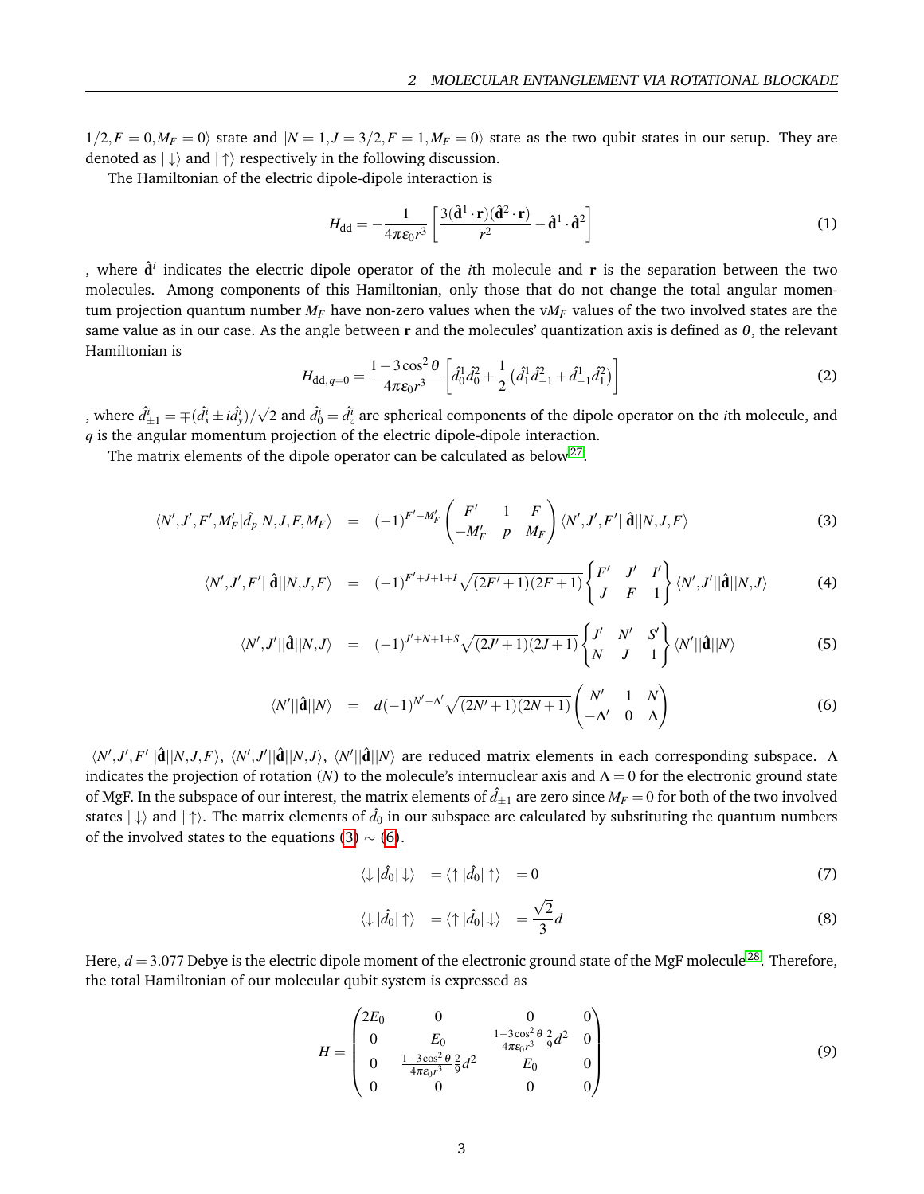$1/2, F=0, M_F=0\rangle$ state and $|N=1, J=3/2, F=1, M_F=0\rangle$ state as the two qubit states in our setup. They are denoted as $|\downarrow\rangle$ and $|\uparrow\rangle$ respectively in the following discussion.

The Hamiltonian of the electric dipole-dipole interaction is

$$H_{\rm dd} = -\frac{1}{4\pi\varepsilon_0 r^3}\left[\frac{3(\hat{\mathbf{d}}^1\cdot\mathbf{r})(\hat{\mathbf{d}}^2\cdot\mathbf{r})}{r^2} - \hat{\mathbf{d}}^1\cdot\hat{\mathbf{d}}^2\right] \tag{1}$$

, where $\hat{\mathbf{d}}^i$ indicates the electric dipole operator of the $i$th molecule and $\mathbf{r}$ is the separation between the two molecules. Among components of this Hamiltonian, only those that do not change the total angular momentum projection quantum number $M_F$ have non-zero values when the v$M_F$ values of the two involved states are the same value as in our case. As the angle between $\mathbf{r}$ and the molecules' quantization axis is defined as $\theta$, the relevant Hamiltonian is

$$H_{{\rm dd},q=0} = \frac{1-3\cos^2\theta}{4\pi\varepsilon_0 r^3}\left[\hat{d}_0^1\hat{d}_0^2 + \frac{1}{2}\left(\hat{d}_1^1\hat{d}_{-1}^2 + \hat{d}_{-1}^1\hat{d}_1^2\right)\right] \tag{2}$$

, where $\hat{d}^i_{\pm 1} = \mp(\hat{d}^i_x \pm i\hat{d}^i_y)/\sqrt{2}$ and $\hat{d}^i_0 = \hat{d}^i_z$ are spherical components of the dipole operator on the $i$th molecule, and $q$ is the angular momentum projection of the electric dipole-dipole interaction.

The matrix elements of the dipole operator can be calculated as below[27].

$$\langle N', J', F', M_F'|\hat{d}_p|N, J, F, M_F\rangle = (-1)^{F'-M_F'}\begin{pmatrix} F' & 1 & F \\ -M_F' & p & M_F\end{pmatrix}\langle N', J', F'||\hat{\mathbf{d}}||N, J, F\rangle \tag{3}$$

$$\langle N', J', F'||\hat{\mathbf{d}}||N, J, F\rangle = (-1)^{F'+J+1+I}\sqrt{(2F'+1)(2F+1)}\begin{Bmatrix} F' & J' & I' \\ J & F & 1\end{Bmatrix}\langle N', J'||\hat{\mathbf{d}}||N, J\rangle \tag{4}$$

$$\langle N', J'||\hat{\mathbf{d}}||N, J\rangle = (-1)^{J'+N+1+S}\sqrt{(2J'+1)(2J+1)}\begin{Bmatrix} J' & N' & S' \\ N & J & 1\end{Bmatrix}\langle N'||\hat{\mathbf{d}}||N\rangle \tag{5}$$

$$\langle N'||\hat{\mathbf{d}}||N\rangle = d(-1)^{N'-\Lambda'}\sqrt{(2N'+1)(2N+1)}\begin{pmatrix} N' & 1 & N \\ -\Lambda' & 0 & \Lambda\end{pmatrix} \tag{6}$$

$\langle N', J', F'||\hat{\mathbf{d}}||N, J, F\rangle$, $\langle N', J'||\hat{\mathbf{d}}||N, J\rangle$, $\langle N'||\hat{\mathbf{d}}||N\rangle$ are reduced matrix elements in each corresponding subspace. $\Lambda$ indicates the projection of rotation ($N$) to the molecule's internuclear axis and $\Lambda = 0$ for the electronic ground state of MgF. In the subspace of our interest, the matrix elements of $\hat{d}_{\pm 1}$ are zero since $M_F = 0$ for both of the two involved states $|\downarrow\rangle$ and $|\uparrow\rangle$. The matrix elements of $\hat{d}_0$ in our subspace are calculated by substituting the quantum numbers of the involved states to the equations (3) $\sim$ (6).

$$\langle\downarrow|\hat{d}_0|\downarrow\rangle = \langle\uparrow|\hat{d}_0|\uparrow\rangle = 0 \tag{7}$$

$$\langle\downarrow|\hat{d}_0|\uparrow\rangle = \langle\uparrow|\hat{d}_0|\downarrow\rangle = \frac{\sqrt{2}}{3}d \tag{8}$$

Here, $d = 3.077$ Debye is the electric dipole moment of the electronic ground state of the MgF molecule[28]. Therefore, the total Hamiltonian of our molecular qubit system is expressed as

$$H = \begin{pmatrix} 2E_0 & 0 & 0 & 0 \\ 0 & E_0 & \frac{1-3\cos^2\theta}{4\pi\varepsilon_0 r^3}\frac{2}{9}d^2 & 0 \\ 0 & \frac{1-3\cos^2\theta}{4\pi\varepsilon_0 r^3}\frac{2}{9}d^2 & E_0 & 0 \\ 0 & 0 & 0 & 0\end{pmatrix} \tag{9}$$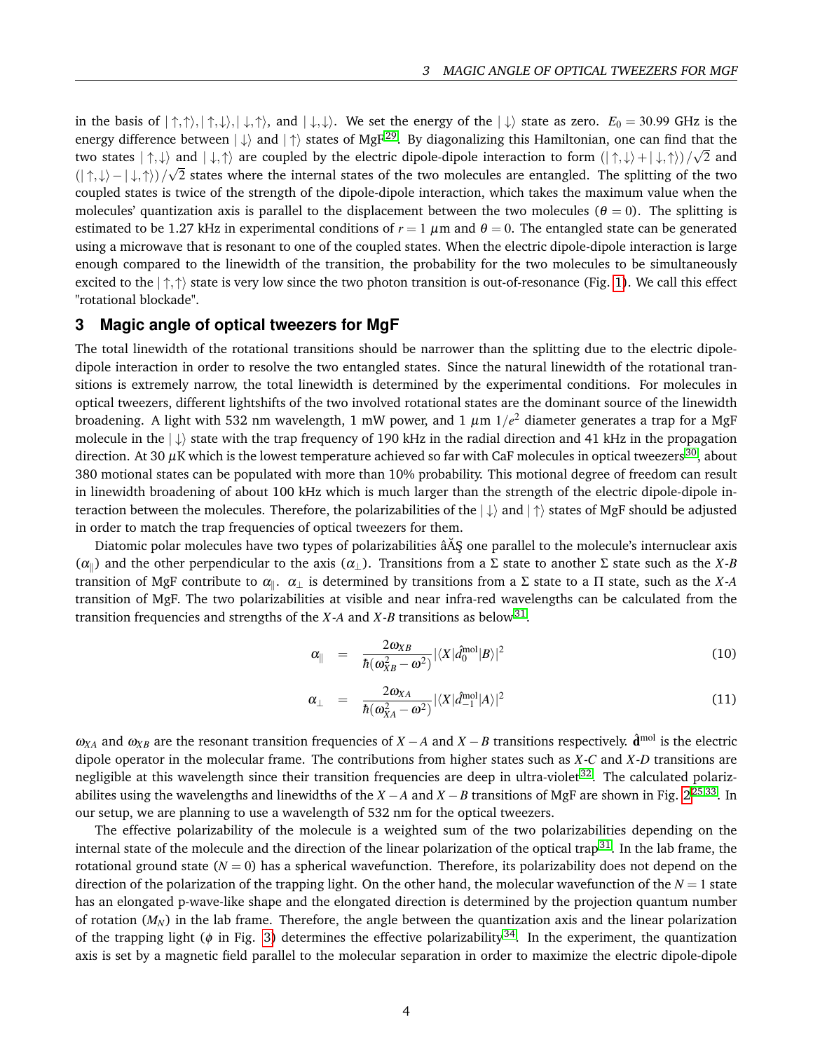in the basis of $|\uparrow,\uparrow\rangle, |\uparrow,\downarrow\rangle, |\downarrow,\uparrow\rangle$, and $|\downarrow,\downarrow\rangle$. We set the energy of the $|\downarrow\rangle$ state as zero. $E_0 = 30.99$ GHz is the energy difference between $|\downarrow\rangle$ and $|\uparrow\rangle$ states of MgF[29]. By diagonalizing this Hamiltonian, one can find that the two states $|\uparrow,\downarrow\rangle$ and $|\downarrow,\uparrow\rangle$ are coupled by the electric dipole-dipole interaction to form $(|\uparrow,\downarrow\rangle + |\downarrow,\uparrow\rangle)/\sqrt{2}$ and $(|\uparrow,\downarrow\rangle - |\downarrow,\uparrow\rangle)/\sqrt{2}$ states where the internal states of the two molecules are entangled. The splitting of the two coupled states is twice of the strength of the dipole-dipole interaction, which takes the maximum value when the molecules' quantization axis is parallel to the displacement between the two molecules ($\theta = 0$). The splitting is estimated to be 1.27 kHz in experimental conditions of $r = 1$ $\mu$m and $\theta = 0$. The entangled state can be generated using a microwave that is resonant to one of the coupled states. When the electric dipole-dipole interaction is large enough compared to the linewidth of the transition, the probability for the two molecules to be simultaneously excited to the $|\uparrow,\uparrow\rangle$ state is very low since the two photon transition is out-of-resonance (Fig. 1). We call this effect "rotational blockade".

## 3 Magic angle of optical tweezers for MgF

The total linewidth of the rotational transitions should be narrower than the splitting due to the electric dipole-dipole interaction in order to resolve the two entangled states. Since the natural linewidth of the rotational transitions is extremely narrow, the total linewidth is determined by the experimental conditions. For molecules in optical tweezers, different lightshifts of the two involved rotational states are the dominant source of the linewidth broadening. A light with 532 nm wavelength, 1 mW power, and 1 $\mu$m $1/e^2$ diameter generates a trap for a MgF molecule in the $|\downarrow\rangle$ state with the trap frequency of 190 kHz in the radial direction and 41 kHz in the propagation direction. At 30 $\mu$K which is the lowest temperature achieved so far with CaF molecules in optical tweezers[30], about 380 motional states can be populated with more than 10% probability. This motional degree of freedom can result in linewidth broadening of about 100 kHz which is much larger than the strength of the electric dipole-dipole interaction between the molecules. Therefore, the polarizabilities of the $|\downarrow\rangle$ and $|\uparrow\rangle$ states of MgF should be adjusted in order to match the trap frequencies of optical tweezers for them.

Diatomic polar molecules have two types of polarizabilities âĂŞ one parallel to the molecule's internuclear axis ($\alpha_\parallel$) and the other perpendicular to the axis ($\alpha_\perp$). Transitions from a $\Sigma$ state to another $\Sigma$ state such as the *X*-*B* transition of MgF contribute to $\alpha_\parallel$. $\alpha_\perp$ is determined by transitions from a $\Sigma$ state to a $\Pi$ state, such as the *X*-*A* transition of MgF. The two polarizabilities at visible and near infra-red wavelengths can be calculated from the transition frequencies and strengths of the *X*-*A* and *X*-*B* transitions as below[31].

$$\alpha_\parallel = \frac{2\omega_{XB}}{\hbar(\omega_{XB}^2 - \omega^2)} |\langle X|\hat{d}_0^{\mathrm{mol}}|B\rangle|^2 \tag{10}$$

$$\alpha_\perp = \frac{2\omega_{XA}}{\hbar(\omega_{XA}^2 - \omega^2)} |\langle X|\hat{d}_{-1}^{\mathrm{mol}}|A\rangle|^2 \tag{11}$$

$\omega_{XA}$ and $\omega_{XB}$ are the resonant transition frequencies of $X-A$ and $X-B$ transitions respectively. $\hat{\mathbf{d}}^{\mathrm{mol}}$ is the electric dipole operator in the molecular frame. The contributions from higher states such as *X*-*C* and *X*-*D* transitions are negligible at this wavelength since their transition frequencies are deep in ultra-violet[32]. The calculated polarizabilites using the wavelengths and linewidths of the $X-A$ and $X-B$ transitions of MgF are shown in Fig. 2[25,33]. In our setup, we are planning to use a wavelength of 532 nm for the optical tweezers.

The effective polarizability of the molecule is a weighted sum of the two polarizabilities depending on the internal state of the molecule and the direction of the linear polarization of the optical trap[31]. In the lab frame, the rotational ground state ($N = 0$) has a spherical wavefunction. Therefore, its polarizability does not depend on the direction of the polarization of the trapping light. On the other hand, the molecular wavefunction of the $N = 1$ state has an elongated p-wave-like shape and the elongated direction is determined by the projection quantum number of rotation ($M_N$) in the lab frame. Therefore, the angle between the quantization axis and the linear polarization of the trapping light ($\phi$ in Fig. 3) determines the effective polarizability[34]. In the experiment, the quantization axis is set by a magnetic field parallel to the molecular separation in order to maximize the electric dipole-dipole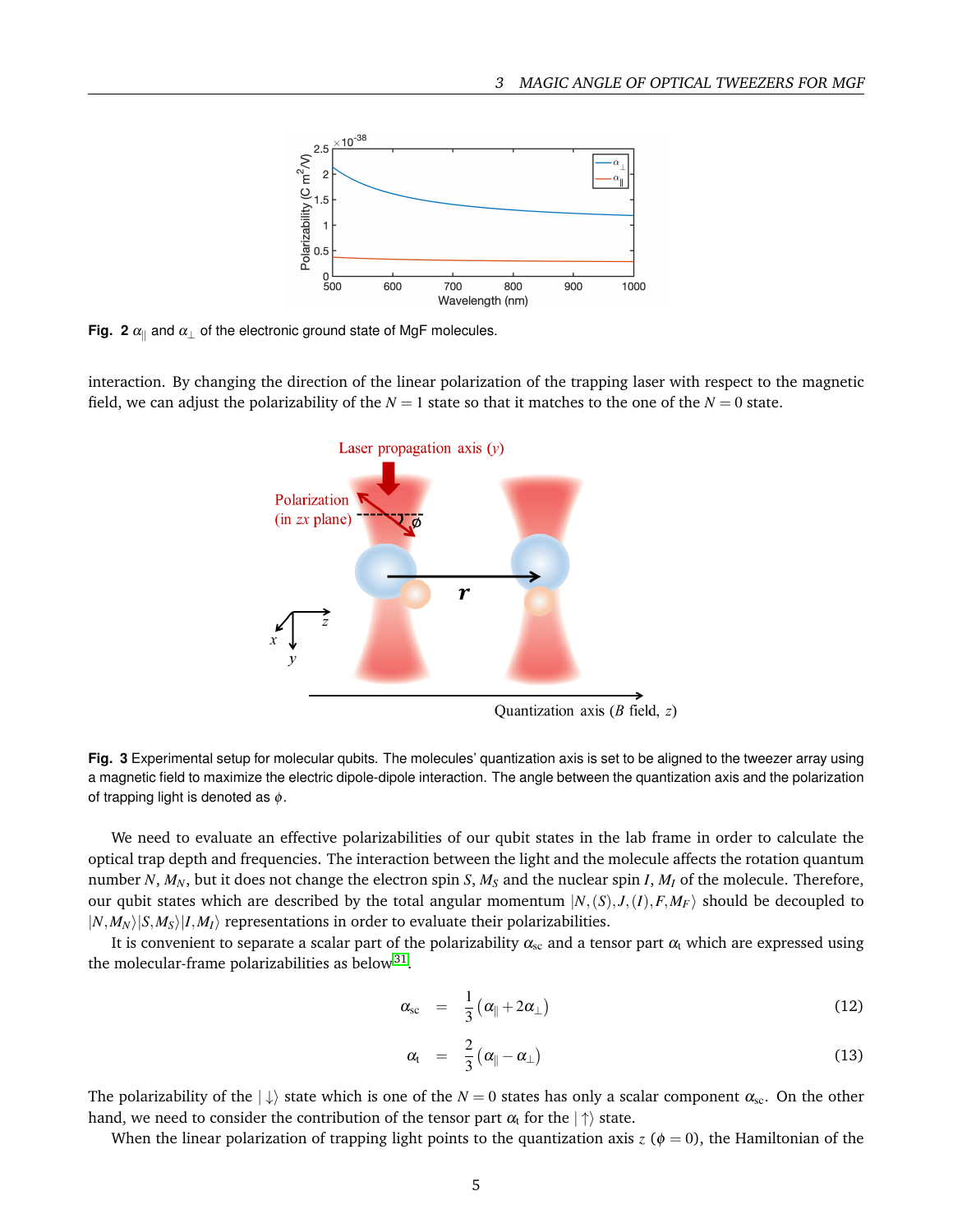**Fig. 2** $\alpha_{\parallel}$ and $\alpha_{\perp}$ of the electronic ground state of MgF molecules.

interaction. By changing the direction of the linear polarization of the trapping laser with respect to the magnetic field, we can adjust the polarizability of the $N=1$ state so that it matches to the one of the $N=0$ state.

**Fig. 3** Experimental setup for molecular qubits. The molecules' quantization axis is set to be aligned to the tweezer array using a magnetic field to maximize the electric dipole-dipole interaction. The angle between the quantization axis and the polarization of trapping light is denoted as $\phi$.

We need to evaluate an effective polarizabilities of our qubit states in the lab frame in order to calculate the optical trap depth and frequencies. The interaction between the light and the molecule affects the rotation quantum number $N$, $M_N$, but it does not change the electron spin $S$, $M_S$ and the nuclear spin $I$, $M_I$ of the molecule. Therefore, our qubit states which are described by the total angular momentum $|N,(S),J,(I),F,M_F\rangle$ should be decoupled to $|N,M_N\rangle|S,M_S\rangle|I,M_I\rangle$ representations in order to evaluate their polarizabilities.

It is convenient to separate a scalar part of the polarizability $\alpha_{\rm sc}$ and a tensor part $\alpha_{\rm t}$ which are expressed using the molecular-frame polarizabilities as below[31].

$$\alpha_{\rm sc} = \frac{1}{3}\left(\alpha_{\parallel}+2\alpha_{\perp}\right) \tag{12}$$

$$\alpha_{\rm t} = \frac{2}{3}\left(\alpha_{\parallel}-\alpha_{\perp}\right) \tag{13}$$

The polarizability of the $|\downarrow\rangle$ state which is one of the $N=0$ states has only a scalar component $\alpha_{\rm sc}$. On the other hand, we need to consider the contribution of the tensor part $\alpha_{\rm t}$ for the $|\uparrow\rangle$ state.

When the linear polarization of trapping light points to the quantization axis $z$ ($\phi=0$), the Hamiltonian of the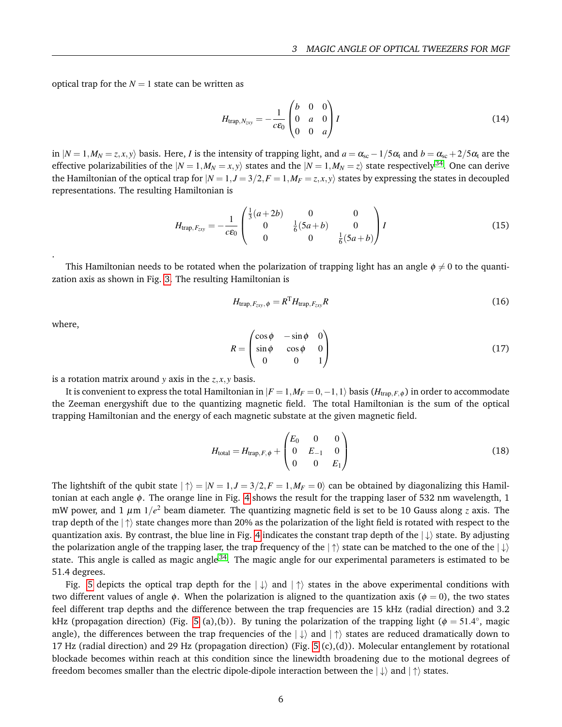optical trap for the $N = 1$ state can be written as

$$H_{\mathrm{trap},N_{zxy}} = -\frac{1}{c\varepsilon_0}\begin{pmatrix} b & 0 & 0 \\ 0 & a & 0 \\ 0 & 0 & a \end{pmatrix} I \tag{14}$$

in $|N = 1, M_N = z, x, y\rangle$ basis. Here, $I$ is the intensity of trapping light, and $a = \alpha_{\mathrm{sc}} - 1/5\alpha_{\mathrm{t}}$ and $b = \alpha_{\mathrm{sc}} + 2/5\alpha_{\mathrm{t}}$ are the effective polarizabilities of the $|N = 1, M_N = x, y\rangle$ states and the $|N = 1, M_N = z\rangle$ state respectively[34]. One can derive the Hamiltonian of the optical trap for $|N = 1, J = 3/2, F = 1, M_F = z, x, y\rangle$ states by expressing the states in decoupled representations. The resulting Hamiltonian is

$$H_{\mathrm{trap},F_{zxy}} = -\frac{1}{c\varepsilon_0}\begin{pmatrix} \frac{1}{3}(a+2b) & 0 & 0 \\ 0 & \frac{1}{6}(5a+b) & 0 \\ 0 & 0 & \frac{1}{6}(5a+b) \end{pmatrix} I \tag{15}$$

.

This Hamiltonian needs to be rotated when the polarization of trapping light has an angle $\phi \neq 0$ to the quantization axis as shown in Fig. 3. The resulting Hamiltonian is

$$H_{\mathrm{trap},F_{zxy},\phi} = R^{\mathrm{T}} H_{\mathrm{trap},F_{zxy}} R \tag{16}$$

where,

$$R = \begin{pmatrix} \cos\phi & -\sin\phi & 0 \\ \sin\phi & \cos\phi & 0 \\ 0 & 0 & 1 \end{pmatrix} \tag{17}$$

is a rotation matrix around $y$ axis in the $z, x, y$ basis.

It is convenient to express the total Hamiltonian in $|F = 1, M_F = 0, -1, 1\rangle$ basis ($H_{\mathrm{trap},F,\phi}$) in order to accommodate the Zeeman energyshift due to the quantizing magnetic field. The total Hamiltonian is the sum of the optical trapping Hamiltonian and the energy of each magnetic substate at the given magnetic field.

$$H_{\mathrm{total}} = H_{\mathrm{trap},F,\phi} + \begin{pmatrix} E_0 & 0 & 0 \\ 0 & E_{-1} & 0 \\ 0 & 0 & E_1 \end{pmatrix} \tag{18}$$

The lightshift of the qubit state $|\uparrow\rangle = |N = 1, J = 3/2, F = 1, M_F = 0\rangle$ can be obtained by diagonalizing this Hamiltonian at each angle $\phi$. The orange line in Fig. 4 shows the result for the trapping laser of 532 nm wavelength, 1 mW power, and 1 $\mu$m $1/e^2$ beam diameter. The quantizing magnetic field is set to be 10 Gauss along $z$ axis. The trap depth of the $|\uparrow\rangle$ state changes more than 20% as the polarization of the light field is rotated with respect to the quantization axis. By contrast, the blue line in Fig. 4 indicates the constant trap depth of the $|\downarrow\rangle$ state. By adjusting the polarization angle of the trapping laser, the trap frequency of the $|\uparrow\rangle$ state can be matched to the one of the $|\downarrow\rangle$ state. This angle is called as magic angle[34]. The magic angle for our experimental parameters is estimated to be 51.4 degrees.

Fig. 5 depicts the optical trap depth for the $|\downarrow\rangle$ and $|\uparrow\rangle$ states in the above experimental conditions with two different values of angle $\phi$. When the polarization is aligned to the quantization axis ($\phi = 0$), the two states feel different trap depths and the difference between the trap frequencies are 15 kHz (radial direction) and 3.2 kHz (propagation direction) (Fig. 5 (a),(b)). By tuning the polarization of the trapping light ($\phi = 51.4^\circ$, magic angle), the differences between the trap frequencies of the $|\downarrow\rangle$ and $|\uparrow\rangle$ states are reduced dramatically down to 17 Hz (radial direction) and 29 Hz (propagation direction) (Fig. 5 (c),(d)). Molecular entanglement by rotational blockade becomes within reach at this condition since the linewidth broadening due to the motional degrees of freedom becomes smaller than the electric dipole-dipole interaction between the $|\downarrow\rangle$ and $|\uparrow\rangle$ states.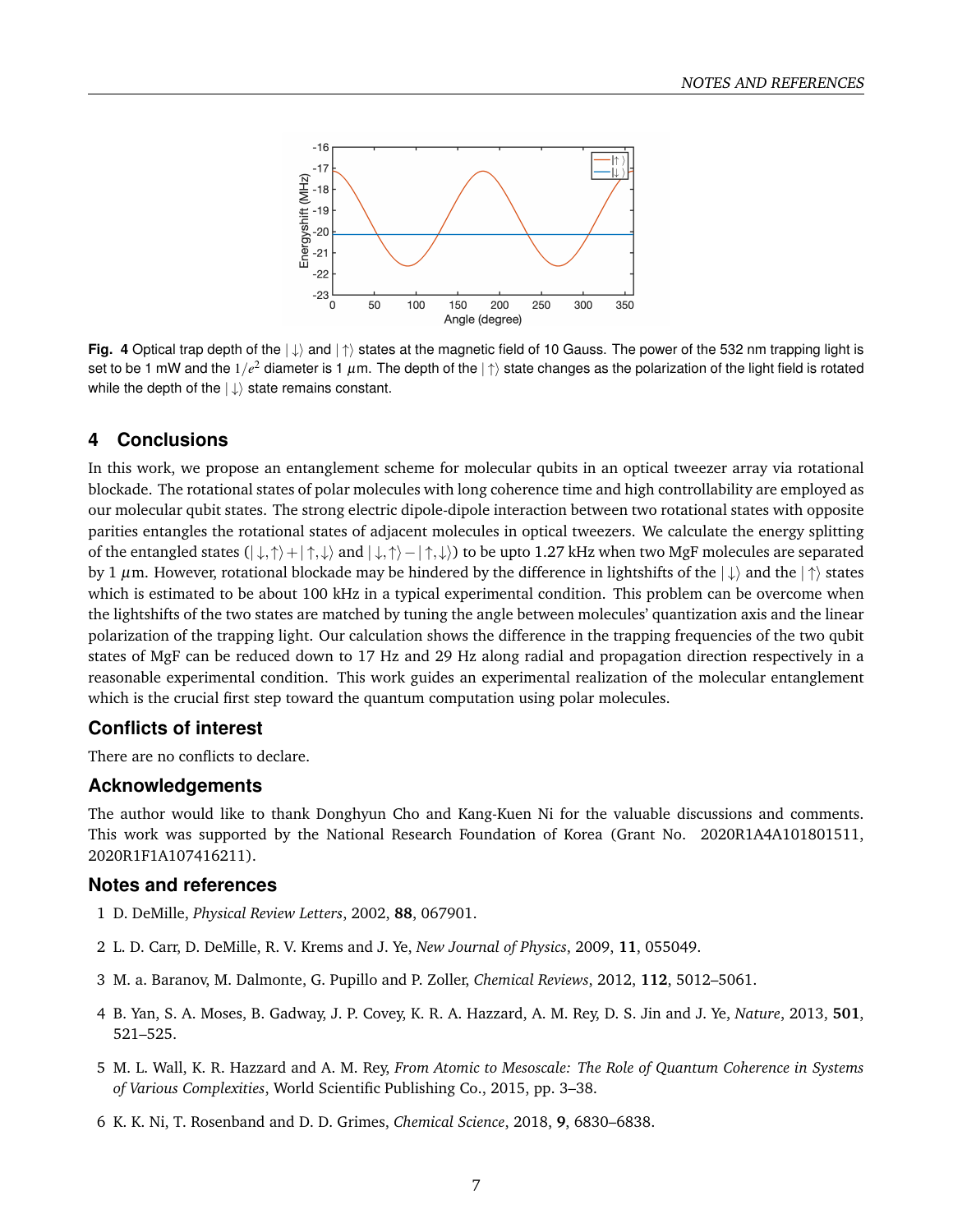**Fig. 4** Optical trap depth of the $|\downarrow\rangle$ and $|\uparrow\rangle$ states at the magnetic field of 10 Gauss. The power of the 532 nm trapping light is set to be 1 mW and the $1/e^2$ diameter is 1 $\mu$m. The depth of the $|\uparrow\rangle$ state changes as the polarization of the light field is rotated while the depth of the $|\downarrow\rangle$ state remains constant.

## 4 Conclusions

In this work, we propose an entanglement scheme for molecular qubits in an optical tweezer array via rotational blockade. The rotational states of polar molecules with long coherence time and high controllability are employed as our molecular qubit states. The strong electric dipole-dipole interaction between two rotational states with opposite parities entangles the rotational states of adjacent molecules in optical tweezers. We calculate the energy splitting of the entangled states ($|\downarrow,\uparrow\rangle+|\uparrow,\downarrow\rangle$ and $|\downarrow,\uparrow\rangle-|\uparrow,\downarrow\rangle$) to be upto 1.27 kHz when two MgF molecules are separated by 1 $\mu$m. However, rotational blockade may be hindered by the difference in lightshifts of the $|\downarrow\rangle$ and the $|\uparrow\rangle$ states which is estimated to be about 100 kHz in a typical experimental condition. This problem can be overcome when the lightshifts of the two states are matched by tuning the angle between molecules' quantization axis and the linear polarization of the trapping light. Our calculation shows the difference in the trapping frequencies of the two qubit states of MgF can be reduced down to 17 Hz and 29 Hz along radial and propagation direction respectively in a reasonable experimental condition. This work guides an experimental realization of the molecular entanglement which is the crucial first step toward the quantum computation using polar molecules.

### Conflicts of interest

There are no conflicts to declare.

### Acknowledgements

The author would like to thank Donghyun Cho and Kang-Kuen Ni for the valuable discussions and comments. This work was supported by the National Research Foundation of Korea (Grant No. 2020R1A4A101801511, 2020R1F1A107416211).

### Notes and references

1 D. DeMille, *Physical Review Letters*, 2002, **88**, 067901.

2 L. D. Carr, D. DeMille, R. V. Krems and J. Ye, *New Journal of Physics*, 2009, **11**, 055049.

3 M. a. Baranov, M. Dalmonte, G. Pupillo and P. Zoller, *Chemical Reviews*, 2012, **112**, 5012–5061.

4 B. Yan, S. A. Moses, B. Gadway, J. P. Covey, K. R. A. Hazzard, A. M. Rey, D. S. Jin and J. Ye, *Nature*, 2013, **501**, 521–525.

5 M. L. Wall, K. R. Hazzard and A. M. Rey, *From Atomic to Mesoscale: The Role of Quantum Coherence in Systems of Various Complexities*, World Scientific Publishing Co., 2015, pp. 3–38.

6 K. K. Ni, T. Rosenband and D. D. Grimes, *Chemical Science*, 2018, **9**, 6830–6838.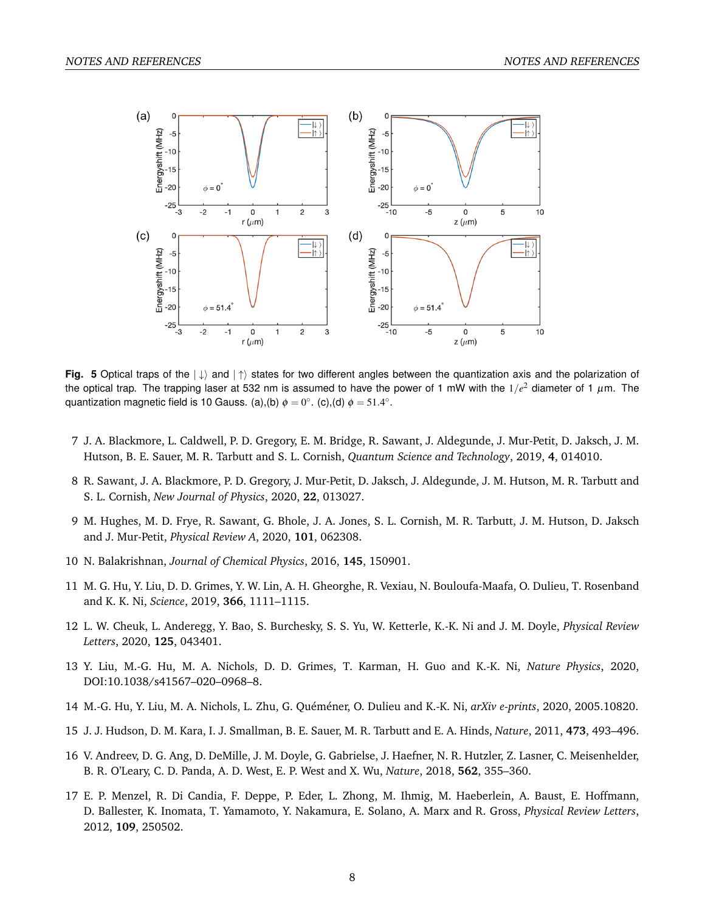**Fig. 5** Optical traps of the $|\downarrow\rangle$ and $|\uparrow\rangle$ states for two different angles between the quantization axis and the polarization of the optical trap. The trapping laser at 532 nm is assumed to have the power of 1 mW with the $1/e^2$ diameter of 1 $\mu$m. The quantization magnetic field is 10 Gauss. (a),(b) $\phi = 0^\circ$. (c),(d) $\phi = 51.4^\circ$.

7 J. A. Blackmore, L. Caldwell, P. D. Gregory, E. M. Bridge, R. Sawant, J. Aldegunde, J. Mur-Petit, D. Jaksch, J. M. Hutson, B. E. Sauer, M. R. Tarbutt and S. L. Cornish, *Quantum Science and Technology*, 2019, **4**, 014010.

8 R. Sawant, J. A. Blackmore, P. D. Gregory, J. Mur-Petit, D. Jaksch, J. Aldegunde, J. M. Hutson, M. R. Tarbutt and S. L. Cornish, *New Journal of Physics*, 2020, **22**, 013027.

9 M. Hughes, M. D. Frye, R. Sawant, G. Bhole, J. A. Jones, S. L. Cornish, M. R. Tarbutt, J. M. Hutson, D. Jaksch and J. Mur-Petit, *Physical Review A*, 2020, **101**, 062308.

10 N. Balakrishnan, *Journal of Chemical Physics*, 2016, **145**, 150901.

11 M. G. Hu, Y. Liu, D. D. Grimes, Y. W. Lin, A. H. Gheorghe, R. Vexiau, N. Bouloufa-Maafa, O. Dulieu, T. Rosenband and K. K. Ni, *Science*, 2019, **366**, 1111–1115.

12 L. W. Cheuk, L. Anderegg, Y. Bao, S. Burchesky, S. S. Yu, W. Ketterle, K.-K. Ni and J. M. Doyle, *Physical Review Letters*, 2020, **125**, 043401.

13 Y. Liu, M.-G. Hu, M. A. Nichols, D. D. Grimes, T. Karman, H. Guo and K.-K. Ni, *Nature Physics*, 2020, DOI:10.1038/s41567–020–0968–8.

14 M.-G. Hu, Y. Liu, M. A. Nichols, L. Zhu, G. Quéméner, O. Dulieu and K.-K. Ni, *arXiv e-prints*, 2020, 2005.10820.

15 J. J. Hudson, D. M. Kara, I. J. Smallman, B. E. Sauer, M. R. Tarbutt and E. A. Hinds, *Nature*, 2011, **473**, 493–496.

16 V. Andreev, D. G. Ang, D. DeMille, J. M. Doyle, G. Gabrielse, J. Haefner, N. R. Hutzler, Z. Lasner, C. Meisenhelder, B. R. O'Leary, C. D. Panda, A. D. West, E. P. West and X. Wu, *Nature*, 2018, **562**, 355–360.

17 E. P. Menzel, R. Di Candia, F. Deppe, P. Eder, L. Zhong, M. Ihmig, M. Haeberlein, A. Baust, E. Hoffmann, D. Ballester, K. Inomata, T. Yamamoto, Y. Nakamura, E. Solano, A. Marx and R. Gross, *Physical Review Letters*, 2012, **109**, 250502.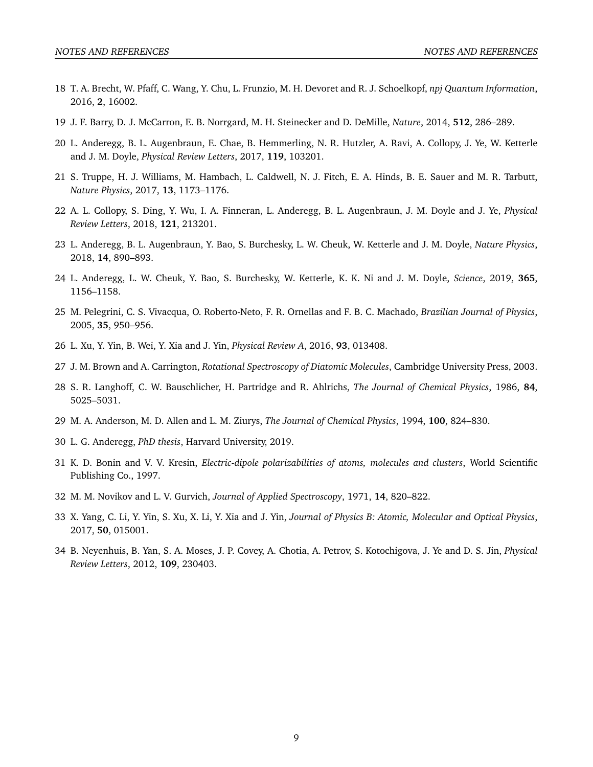18 T. A. Brecht, W. Pfaff, C. Wang, Y. Chu, L. Frunzio, M. H. Devoret and R. J. Schoelkopf, *npj Quantum Information*, 2016, **2**, 16002.

19 J. F. Barry, D. J. McCarron, E. B. Norrgard, M. H. Steinecker and D. DeMille, *Nature*, 2014, **512**, 286–289.

20 L. Anderegg, B. L. Augenbraun, E. Chae, B. Hemmerling, N. R. Hutzler, A. Ravi, A. Collopy, J. Ye, W. Ketterle and J. M. Doyle, *Physical Review Letters*, 2017, **119**, 103201.

21 S. Truppe, H. J. Williams, M. Hambach, L. Caldwell, N. J. Fitch, E. A. Hinds, B. E. Sauer and M. R. Tarbutt, *Nature Physics*, 2017, **13**, 1173–1176.

22 A. L. Collopy, S. Ding, Y. Wu, I. A. Finneran, L. Anderegg, B. L. Augenbraun, J. M. Doyle and J. Ye, *Physical Review Letters*, 2018, **121**, 213201.

23 L. Anderegg, B. L. Augenbraun, Y. Bao, S. Burchesky, L. W. Cheuk, W. Ketterle and J. M. Doyle, *Nature Physics*, 2018, **14**, 890–893.

24 L. Anderegg, L. W. Cheuk, Y. Bao, S. Burchesky, W. Ketterle, K. K. Ni and J. M. Doyle, *Science*, 2019, **365**, 1156–1158.

25 M. Pelegrini, C. S. Vivacqua, O. Roberto-Neto, F. R. Ornellas and F. B. C. Machado, *Brazilian Journal of Physics*, 2005, **35**, 950–956.

26 L. Xu, Y. Yin, B. Wei, Y. Xia and J. Yin, *Physical Review A*, 2016, **93**, 013408.

27 J. M. Brown and A. Carrington, *Rotational Spectroscopy of Diatomic Molecules*, Cambridge University Press, 2003.

28 S. R. Langhoff, C. W. Bauschlicher, H. Partridge and R. Ahlrichs, *The Journal of Chemical Physics*, 1986, **84**, 5025–5031.

29 M. A. Anderson, M. D. Allen and L. M. Ziurys, *The Journal of Chemical Physics*, 1994, **100**, 824–830.

30 L. G. Anderegg, *PhD thesis*, Harvard University, 2019.

31 K. D. Bonin and V. V. Kresin, *Electric-dipole polarizabilities of atoms, molecules and clusters*, World Scientific Publishing Co., 1997.

32 M. M. Novikov and L. V. Gurvich, *Journal of Applied Spectroscopy*, 1971, **14**, 820–822.

33 X. Yang, C. Li, Y. Yin, S. Xu, X. Li, Y. Xia and J. Yin, *Journal of Physics B: Atomic, Molecular and Optical Physics*, 2017, **50**, 015001.

34 B. Neyenhuis, B. Yan, S. A. Moses, J. P. Covey, A. Chotia, A. Petrov, S. Kotochigova, J. Ye and D. S. Jin, *Physical Review Letters*, 2012, **109**, 230403.